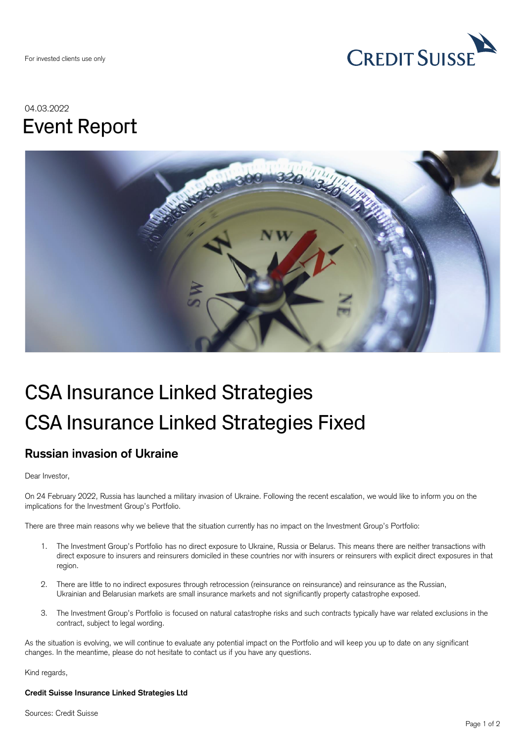For invested clients use only

04.03.2022

# Event Report

# CSA Insurance Linked Strategies
# CSA Insurance Linked Strategies Fixed

## Russian invasion of Ukraine

Dear Investor,

On 24 February 2022, Russia has launched a military invasion of Ukraine. Following the recent escalation, we would like to inform you on the implications for the Investment Group's Portfolio.

There are three main reasons why we believe that the situation currently has no impact on the Investment Group's Portfolio:

1. The Investment Group's Portfolio has no direct exposure to Ukraine, Russia or Belarus. This means there are neither transactions with direct exposure to insurers and reinsurers domiciled in these countries nor with insurers or reinsurers with explicit direct exposures in that region.

2. There are little to no indirect exposures through retrocession (reinsurance on reinsurance) and reinsurance as the Russian, Ukrainian and Belarusian markets are small insurance markets and not significantly property catastrophe exposed.

3. The Investment Group's Portfolio is focused on natural catastrophe risks and such contracts typically have war related exclusions in the contract, subject to legal wording.

As the situation is evolving, we will continue to evaluate any potential impact on the Portfolio and will keep you up to date on any significant changes. In the meantime, please do not hesitate to contact us if you have any questions.

Kind regards,

**Credit Suisse Insurance Linked Strategies Ltd**

Sources: Credit Suisse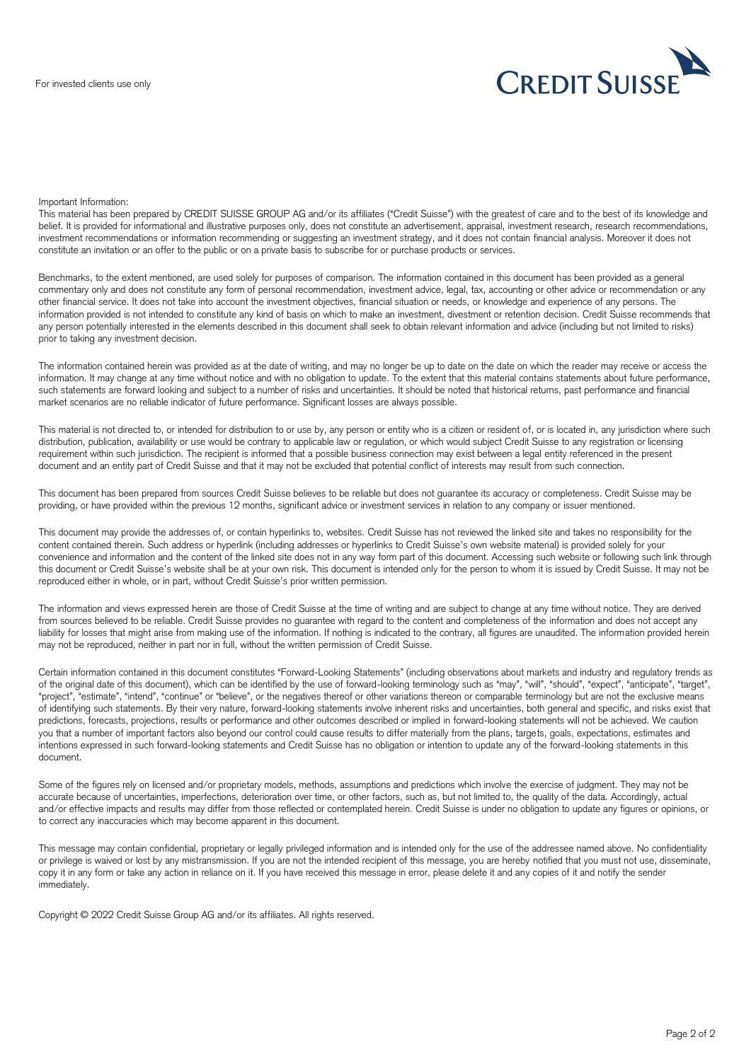For invested clients use only

Important Information:
This material has been prepared by CREDIT SUISSE GROUP AG and/or its affiliates ("Credit Suisse") with the greatest of care and to the best of its knowledge and belief. It is provided for informational and illustrative purposes only, does not constitute an advertisement, appraisal, investment research, research recommendations, investment recommendations or information recommending or suggesting an investment strategy, and it does not contain financial analysis. Moreover it does not constitute an invitation or an offer to the public or on a private basis to subscribe for or purchase products or services.

Benchmarks, to the extent mentioned, are used solely for purposes of comparison. The information contained in this document has been provided as a general commentary only and does not constitute any form of personal recommendation, investment advice, legal, tax, accounting or other advice or recommendation or any other financial service. It does not take into account the investment objectives, financial situation or needs, or knowledge and experience of any persons. The information provided is not intended to constitute any kind of basis on which to make an investment, divestment or retention decision. Credit Suisse recommends that any person potentially interested in the elements described in this document shall seek to obtain relevant information and advice (including but not limited to risks) prior to taking any investment decision.

The information contained herein was provided as at the date of writing, and may no longer be up to date on the date on which the reader may receive or access the information. It may change at any time without notice and with no obligation to update. To the extent that this material contains statements about future performance, such statements are forward looking and subject to a number of risks and uncertainties. It should be noted that historical returns, past performance and financial market scenarios are no reliable indicator of future performance. Significant losses are always possible.

This material is not directed to, or intended for distribution to or use by, any person or entity who is a citizen or resident of, or is located in, any jurisdiction where such distribution, publication, availability or use would be contrary to applicable law or regulation, or which would subject Credit Suisse to any registration or licensing requirement within such jurisdiction. The recipient is informed that a possible business connection may exist between a legal entity referenced in the present document and an entity part of Credit Suisse and that it may not be excluded that potential conflict of interests may result from such connection.

This document has been prepared from sources Credit Suisse believes to be reliable but does not guarantee its accuracy or completeness. Credit Suisse may be providing, or have provided within the previous 12 months, significant advice or investment services in relation to any company or issuer mentioned.

This document may provide the addresses of, or contain hyperlinks to, websites. Credit Suisse has not reviewed the linked site and takes no responsibility for the content contained therein. Such address or hyperlink (including addresses or hyperlinks to Credit Suisse's own website material) is provided solely for your convenience and information and the content of the linked site does not in any way form part of this document. Accessing such website or following such link through this document or Credit Suisse's website shall be at your own risk. This document is intended only for the person to whom it is issued by Credit Suisse. It may not be reproduced either in whole, or in part, without Credit Suisse's prior written permission.

The information and views expressed herein are those of Credit Suisse at the time of writing and are subject to change at any time without notice. They are derived from sources believed to be reliable. Credit Suisse provides no guarantee with regard to the content and completeness of the information and does not accept any liability for losses that might arise from making use of the information. If nothing is indicated to the contrary, all figures are unaudited. The information provided herein may not be reproduced, neither in part nor in full, without the written permission of Credit Suisse.

Certain information contained in this document constitutes "Forward-Looking Statements" (including observations about markets and industry and regulatory trends as of the original date of this document), which can be identified by the use of forward-looking terminology such as "may", "will", "should", "expect", "anticipate", "target", "project", "estimate", "intend", "continue" or "believe", or the negatives thereof or other variations thereon or comparable terminology but are not the exclusive means of identifying such statements. By their very nature, forward-looking statements involve inherent risks and uncertainties, both general and specific, and risks exist that predictions, forecasts, projections, results or performance and other outcomes described or implied in forward-looking statements will not be achieved. We caution you that a number of important factors also beyond our control could cause results to differ materially from the plans, targets, goals, expectations, estimates and intentions expressed in such forward-looking statements and Credit Suisse has no obligation or intention to update any of the forward-looking statements in this document.

Some of the figures rely on licensed and/or proprietary models, methods, assumptions and predictions which involve the exercise of judgment. They may not be accurate because of uncertainties, imperfections, deterioration over time, or other factors, such as, but not limited to, the quality of the data. Accordingly, actual and/or effective impacts and results may differ from those reflected or contemplated herein. Credit Suisse is under no obligation to update any figures or opinions, or to correct any inaccuracies which may become apparent in this document.

This message may contain confidential, proprietary or legally privileged information and is intended only for the use of the addressee named above. No confidentiality or privilege is waived or lost by any mistransmission. If you are not the intended recipient of this message, you are hereby notified that you must not use, disseminate, copy it in any form or take any action in reliance on it. If you have received this message in error, please delete it and any copies of it and notify the sender immediately.

Copyright © 2022 Credit Suisse Group AG and/or its affiliates. All rights reserved.